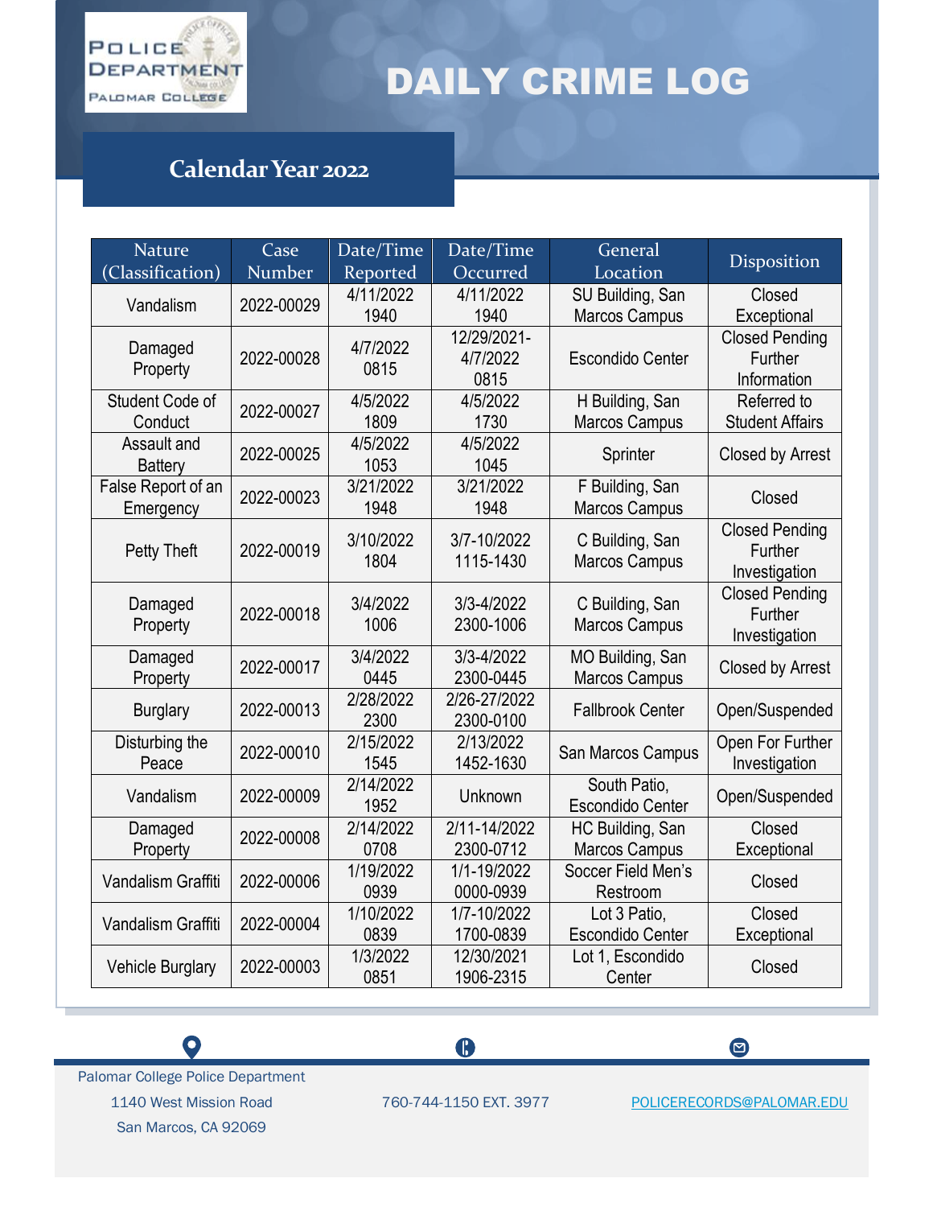POLICE DEPARTMENT
PALOMAR COLLEGE

# DAILY CRIME LOG

## Calendar Year 2022

| Nature (Classification) | Case Number | Date/Time Reported | Date/Time Occurred | General Location | Disposition |
|---|---|---|---|---|---|
| Vandalism | 2022-00029 | 4/11/2022 1940 | 4/11/2022 1940 | SU Building, San Marcos Campus | Closed Exceptional |
| Damaged Property | 2022-00028 | 4/7/2022 0815 | 12/29/2021-4/7/2022 0815 | Escondido Center | Closed Pending Further Information |
| Student Code of Conduct | 2022-00027 | 4/5/2022 1809 | 4/5/2022 1730 | H Building, San Marcos Campus | Referred to Student Affairs |
| Assault and Battery | 2022-00025 | 4/5/2022 1053 | 4/5/2022 1045 | Sprinter | Closed by Arrest |
| False Report of an Emergency | 2022-00023 | 3/21/2022 1948 | 3/21/2022 1948 | F Building, San Marcos Campus | Closed |
| Petty Theft | 2022-00019 | 3/10/2022 1804 | 3/7-10/2022 1115-1430 | C Building, San Marcos Campus | Closed Pending Further Investigation |
| Damaged Property | 2022-00018 | 3/4/2022 1006 | 3/3-4/2022 2300-1006 | C Building, San Marcos Campus | Closed Pending Further Investigation |
| Damaged Property | 2022-00017 | 3/4/2022 0445 | 3/3-4/2022 2300-0445 | MO Building, San Marcos Campus | Closed by Arrest |
| Burglary | 2022-00013 | 2/28/2022 2300 | 2/26-27/2022 2300-0100 | Fallbrook Center | Open/Suspended |
| Disturbing the Peace | 2022-00010 | 2/15/2022 1545 | 2/13/2022 1452-1630 | San Marcos Campus | Open For Further Investigation |
| Vandalism | 2022-00009 | 2/14/2022 1952 | Unknown | South Patio, Escondido Center | Open/Suspended |
| Damaged Property | 2022-00008 | 2/14/2022 0708 | 2/11-14/2022 2300-0712 | HC Building, San Marcos Campus | Closed Exceptional |
| Vandalism Graffiti | 2022-00006 | 1/19/2022 0939 | 1/1-19/2022 0000-0939 | Soccer Field Men's Restroom | Closed |
| Vandalism Graffiti | 2022-00004 | 1/10/2022 0839 | 1/7-10/2022 1700-0839 | Lot 3 Patio, Escondido Center | Closed Exceptional |
| Vehicle Burglary | 2022-00003 | 1/3/2022 0851 | 12/30/2021 1906-2315 | Lot 1, Escondido Center | Closed |

Palomar College Police Department
1140 West Mission Road
San Marcos, CA 92069

760-744-1150 EXT. 3977

POLICERECORDS@PALOMAR.EDU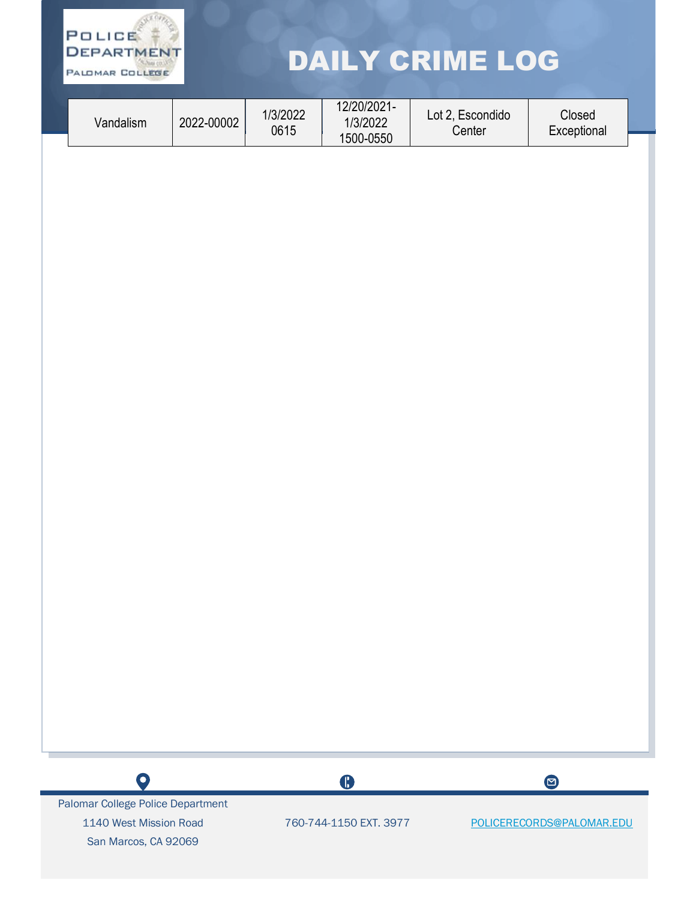# DAILY CRIME LOG

| | | | | | |
|---|---|---|---|---|---|
| Vandalism | 2022-00002 | 1/3/2022 0615 | 12/20/2021-1/3/2022 1500-0550 | Lot 2, Escondido Center | Closed Exceptional |

Palomar College Police Department
1140 West Mission Road
San Marcos, CA 92069

760-744-1150 EXT. 3977

POLICERECORDS@PALOMAR.EDU